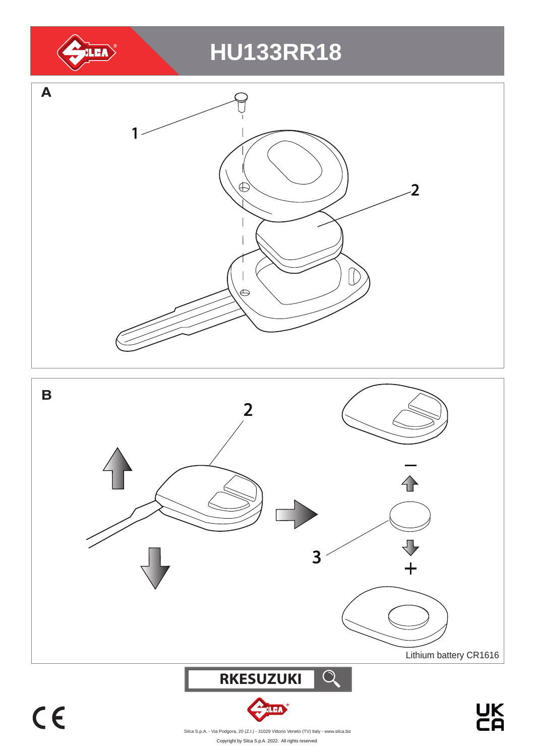# HU133RR18

**A**

1

2

**B**

2

3

–

+

Lithium battery CR1616

**RKESUZUKI**

Silca S.p.A. - Via Podgora, 20 (Z.I.) - 31029 Vittorio Veneto (TV) Italy - www.silca.biz

Copyright by Silca S.p.A. 2022. All rights reserved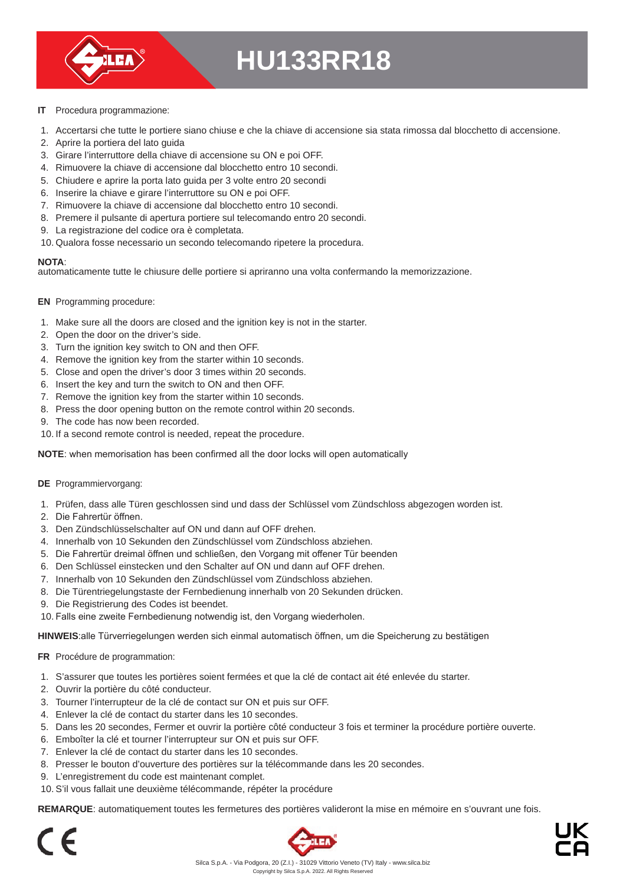# HU133RR18

**IT** Procedura programmazione:

1. Accertarsi che tutte le portiere siano chiuse e che la chiave di accensione sia stata rimossa dal blocchetto di accensione.
2. Aprire la portiera del lato guida
3. Girare l'interruttore della chiave di accensione su ON e poi OFF.
4. Rimuovere la chiave di accensione dal blocchetto entro 10 secondi.
5. Chiudere e aprire la porta lato guida per 3 volte entro 20 secondi
6. Inserire la chiave e girare l'interruttore su ON e poi OFF.
7. Rimuovere la chiave di accensione dal blocchetto entro 10 secondi.
8. Premere il pulsante di apertura portiere sul telecomando entro 20 secondi.
9. La registrazione del codice ora è completata.
10. Qualora fosse necessario un secondo telecomando ripetere la procedura.

**NOTA**:
automaticamente tutte le chiusure delle portiere si apriranno una volta confermando la memorizzazione.

**EN** Programming procedure:

1. Make sure all the doors are closed and the ignition key is not in the starter.
2. Open the door on the driver's side.
3. Turn the ignition key switch to ON and then OFF.
4. Remove the ignition key from the starter within 10 seconds.
5. Close and open the driver's door 3 times within 20 seconds.
6. Insert the key and turn the switch to ON and then OFF.
7. Remove the ignition key from the starter within 10 seconds.
8. Press the door opening button on the remote control within 20 seconds.
9. The code has now been recorded.
10. If a second remote control is needed, repeat the procedure.

**NOTE**: when memorisation has been confirmed all the door locks will open automatically

**DE** Programmiervorgang:

1. Prüfen, dass alle Türen geschlossen sind und dass der Schlüssel vom Zündschloss abgezogen worden ist.
2. Die Fahrertür öffnen.
3. Den Zündschlüsselschalter auf ON und dann auf OFF drehen.
4. Innerhalb von 10 Sekunden den Zündschlüssel vom Zündschloss abziehen.
5. Die Fahrertür dreimal öffnen und schließen, den Vorgang mit offener Tür beenden
6. Den Schlüssel einstecken und den Schalter auf ON und dann auf OFF drehen.
7. Innerhalb von 10 Sekunden den Zündschlüssel vom Zündschloss abziehen.
8. Die Türentriegelungstaste der Fernbedienung innerhalb von 20 Sekunden drücken.
9. Die Registrierung des Codes ist beendet.
10. Falls eine zweite Fernbedienung notwendig ist, den Vorgang wiederholen.

**HINWEIS**:alle Türverriegelungen werden sich einmal automatisch öffnen, um die Speicherung zu bestätigen

**FR** Procédure de programmation:

1. S'assurer que toutes les portières soient fermées et que la clé de contact ait été enlevée du starter.
2. Ouvrir la portière du côté conducteur.
3. Tourner l'interrupteur de la clé de contact sur ON et puis sur OFF.
4. Enlever la clé de contact du starter dans les 10 secondes.
5. Dans les 20 secondes, Fermer et ouvrir la portière côté conducteur 3 fois et terminer la procédure portière ouverte.
6. Emboîter la clé et tourner l'interrupteur sur ON et puis sur OFF.
7. Enlever la clé de contact du starter dans les 10 secondes.
8. Presser le bouton d'ouverture des portières sur la télécommande dans les 20 secondes.
9. L'enregistrement du code est maintenant complet.
10. S'il vous fallait une deuxième télécommande, répéter la procédure

**REMARQUE**: automatiquement toutes les fermetures des portières valideront la mise en mémoire en s'ouvrant une fois.

Silca S.p.A. - Via Podgora, 20 (Z.I.) - 31029 Vittorio Veneto (TV) Italy - www.silca.biz
Copyright by Silca S.p.A. 2022. All Rights Reserved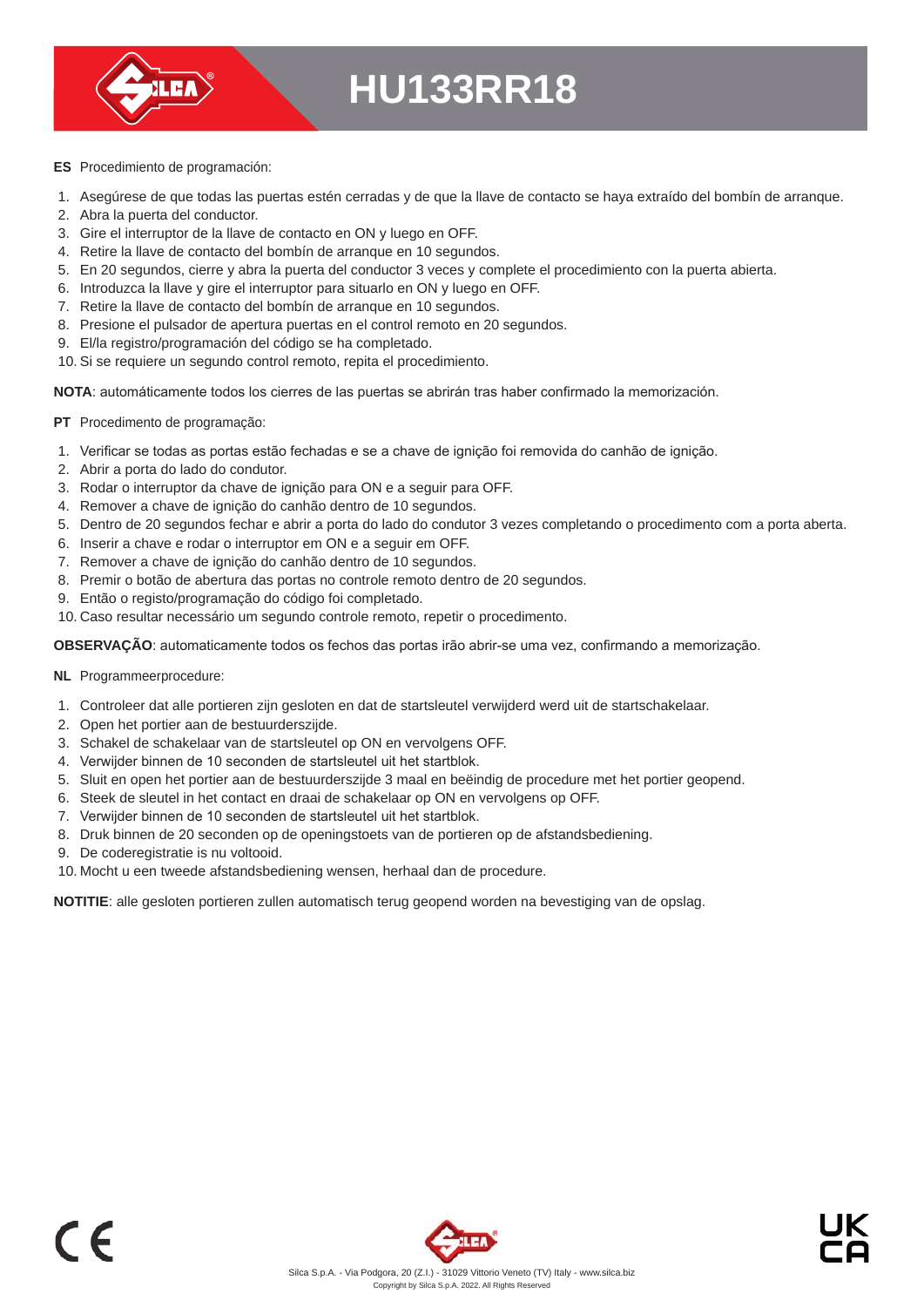# HU133RR18

**ES** Procedimiento de programación:

1. Asegúrese de que todas las puertas estén cerradas y de que la llave de contacto se haya extraído del bombín de arranque.
2. Abra la puerta del conductor.
3. Gire el interruptor de la llave de contacto en ON y luego en OFF.
4. Retire la llave de contacto del bombín de arranque en 10 segundos.
5. En 20 segundos, cierre y abra la puerta del conductor 3 veces y complete el procedimiento con la puerta abierta.
6. Introduzca la llave y gire el interruptor para situarlo en ON y luego en OFF.
7. Retire la llave de contacto del bombín de arranque en 10 segundos.
8. Presione el pulsador de apertura puertas en el control remoto en 20 segundos.
9. El/la registro/programación del código se ha completado.
10. Si se requiere un segundo control remoto, repita el procedimiento.

**NOTA**: automáticamente todos los cierres de las puertas se abrirán tras haber confirmado la memorización.

**PT** Procedimento de programação:

1. Verificar se todas as portas estão fechadas e se a chave de ignição foi removida do canhão de ignição.
2. Abrir a porta do lado do condutor.
3. Rodar o interruptor da chave de ignição para ON e a seguir para OFF.
4. Remover a chave de ignição do canhão dentro de 10 segundos.
5. Dentro de 20 segundos fechar e abrir a porta do lado do condutor 3 vezes completando o procedimento com a porta aberta.
6. Inserir a chave e rodar o interruptor em ON e a seguir em OFF.
7. Remover a chave de ignição do canhão dentro de 10 segundos.
8. Premir o botão de abertura das portas no controle remoto dentro de 20 segundos.
9. Então o registo/programação do código foi completado.
10. Caso resultar necessário um segundo controle remoto, repetir o procedimento.

**OBSERVAÇÃO**: automaticamente todos os fechos das portas irão abrir-se uma vez, confirmando a memorização.

**NL** Programmeerprocedure:

1. Controleer dat alle portieren zijn gesloten en dat de startsleutel verwijderd werd uit de startschakelaar.
2. Open het portier aan de bestuurderszijde.
3. Schakel de schakelaar van de startsleutel op ON en vervolgens OFF.
4. Verwijder binnen de 10 seconden de startsleutel uit het startblok.
5. Sluit en open het portier aan de bestuurderszijde 3 maal en beëindig de procedure met het portier geopend.
6. Steek de sleutel in het contact en draai de schakelaar op ON en vervolgens op OFF.
7. Verwijder binnen de 10 seconden de startsleutel uit het startblok.
8. Druk binnen de 20 seconden op de openingstoets van de portieren op de afstandsbediening.
9. De coderegistratie is nu voltooid.
10. Mocht u een tweede afstandsbediening wensen, herhaal dan de procedure.

**NOTITIE**: alle gesloten portieren zullen automatisch terug geopend worden na bevestiging van de opslag.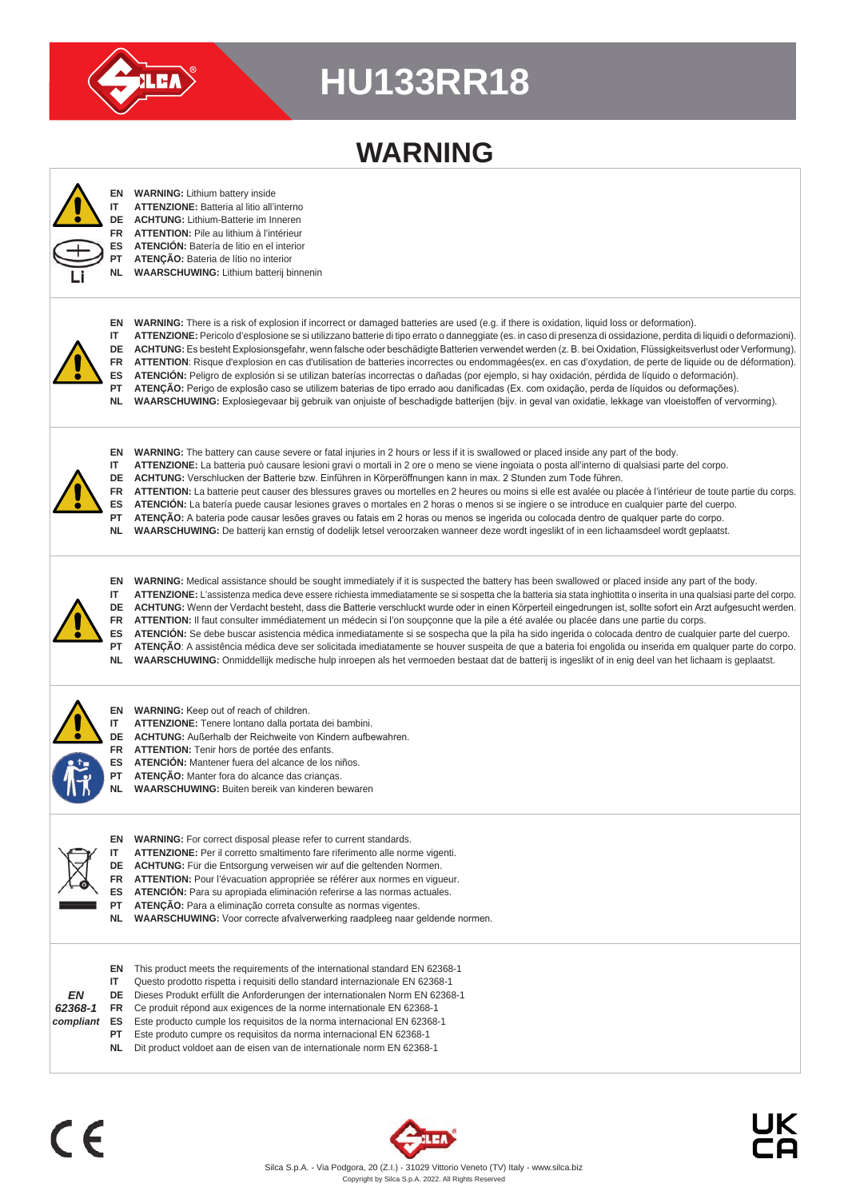# HU133RR18

## WARNING

Li

**EN** **WARNING:** Lithium battery inside
**IT** **ATTENZIONE:** Batteria al litio all'interno
**DE** **ACHTUNG:** Lithium-Batterie im Inneren
**FR** **ATTENTION:** Pile au lithium à l'intérieur
**ES** **ATENCIÓN:** Batería de litio en el interior
**PT** **ATENÇÃO:** Bateria de lítio no interior
**NL** **WAARSCHUWING:** Lithium batterij binnenin

---

**EN** **WARNING:** There is a risk of explosion if incorrect or damaged batteries are used (e.g. if there is oxidation, liquid loss or deformation).
**IT** **ATTENZIONE:** Pericolo d'esplosione se si utilizzano batterie di tipo errato o danneggiate (es. in caso di presenza di ossidazione, perdita di liquidi o deformazioni).
**DE** **ACHTUNG:** Es besteht Explosionsgefahr, wenn falsche oder beschädigte Batterien verwendet werden (z. B. bei Oxidation, Flüssigkeitsverlust oder Verformung).
**FR** **ATTENTION**: Risque d'explosion en cas d'utilisation de batteries incorrectes ou endommagées(ex. en cas d'oxydation, de perte de liquide ou de déformation).
**ES** **ATENCIÓN:** Peligro de explosión si se utilizan baterías incorrectas o dañadas (por ejemplo, si hay oxidación, pérdida de líquido o deformación).
**PT** **ATENÇÃO:** Perigo de explosão caso se utilizem baterias de tipo errado aou danificadas (Ex. com oxidação, perda de líquidos ou deformações).
**NL** **WAARSCHUWING:** Explosiegevaar bij gebruik van onjuiste of beschadigde batterijen (bijv. in geval van oxidatie, lekkage van vloeistoffen of vervorming).

---

**EN** **WARNING:** The battery can cause severe or fatal injuries in 2 hours or less if it is swallowed or placed inside any part of the body.
**IT** **ATTENZIONE:** La batteria può causare lesioni gravi o mortali in 2 ore o meno se viene ingoiata o posta all'interno di qualsiasi parte del corpo.
**DE** **ACHTUNG:** Verschlucken der Batterie bzw. Einführen in Körperöffnungen kann in max. 2 Stunden zum Tode führen.
**FR** **ATTENTION:** La batterie peut causer des blessures graves ou mortelles en 2 heures ou moins si elle est avalée ou placée à l'intérieur de toute partie du corps.
**ES** **ATENCIÓN:** La batería puede causar lesiones graves o mortales en 2 horas o menos si se ingiere o se introduce en cualquier parte del cuerpo.
**PT** **ATENÇÃO:** A bateria pode causar lesões graves ou fatais em 2 horas ou menos se ingerida ou colocada dentro de qualquer parte do corpo.
**NL** **WAARSCHUWING:** De batterij kan ernstig of dodelijk letsel veroorzaken wanneer deze wordt ingeslikt of in een lichaamsdeel wordt geplaatst.

---

**EN** **WARNING:** Medical assistance should be sought immediately if it is suspected the battery has been swallowed or placed inside any part of the body.
**IT** **ATTENZIONE:** L'assistenza medica deve essere richiesta immediatamente se si sospetta che la batteria sia stata inghiottita o inserita in una qualsiasi parte del corpo.
**DE** **ACHTUNG:** Wenn der Verdacht besteht, dass die Batterie verschluckt wurde oder in einen Körperteil eingedrungen ist, sollte sofort ein Arzt aufgesucht werden.
**FR** **ATTENTION:** Il faut consulter immédiatement un médecin si l'on soupçonne que la pile a été avalée ou placée dans une partie du corps.
**ES** **ATENCIÓN:** Se debe buscar asistencia médica inmediatamente si se sospecha que la pila ha sido ingerida o colocada dentro de cualquier parte del cuerpo.
**PT** **ATENÇÃO**: A assistência médica deve ser solicitada imediatamente se houver suspeita de que a bateria foi engolida ou inserida em qualquer parte do corpo.
**NL** **WAARSCHUWING:** Onmiddellijk medische hulp inroepen als het vermoeden bestaat dat de batterij is ingeslikt of in enig deel van het lichaam is geplaatst.

---

**EN** **WARNING:** Keep out of reach of children.
**IT** **ATTENZIONE:** Tenere lontano dalla portata dei bambini.
**DE** **ACHTUNG:** Außerhalb der Reichweite von Kindern aufbewahren.
**FR** **ATTENTION:** Tenir hors de portée des enfants.
**ES** **ATENCIÓN:** Mantener fuera del alcance de los niños.
**PT** **ATENÇÃO:** Manter fora do alcance das crianças.
**NL** **WAARSCHUWING:** Buiten bereik van kinderen bewaren

---

**EN** **WARNING:** For correct disposal please refer to current standards.
**IT** **ATTENZIONE:** Per il corretto smaltimento fare riferimento alle norme vigenti.
**DE** **ACHTUNG:** Für die Entsorgung verweisen wir auf die geltenden Normen.
**FR** **ATTENTION:** Pour l'évacuation appropriée se référer aux normes en vigueur.
**ES** **ATENCIÓN:** Para su apropiada eliminación referirse a las normas actuales.
**PT** **ATENÇÃO:** Para a eliminação correta consulte as normas vigentes.
**NL** **WAARSCHUWING:** Voor correcte afvalverwerking raadpleeg naar geldende normen.

---

***EN 62368-1 compliant***

**EN** This product meets the requirements of the international standard EN 62368-1
**IT** Questo prodotto rispetta i requisiti dello standard internazionale EN 62368-1
**DE** Dieses Produkt erfüllt die Anforderungen der internationalen Norm EN 62368-1
**FR** Ce produit répond aux exigences de la norme internationale EN 62368-1
**ES** Este producto cumple los requisitos de la norma internacional EN 62368-1
**PT** Este produto cumpre os requisitos da norma internacional EN 62368-1
**NL** Dit product voldoet aan de eisen van de internationale norm EN 62368-1

---

CE UK CA

Silca S.p.A. - Via Podgora, 20 (Z.I.) - 31029 Vittorio Veneto (TV) Italy - www.silca.biz
Copyright by Silca S.p.A. 2022. All Rights Reserved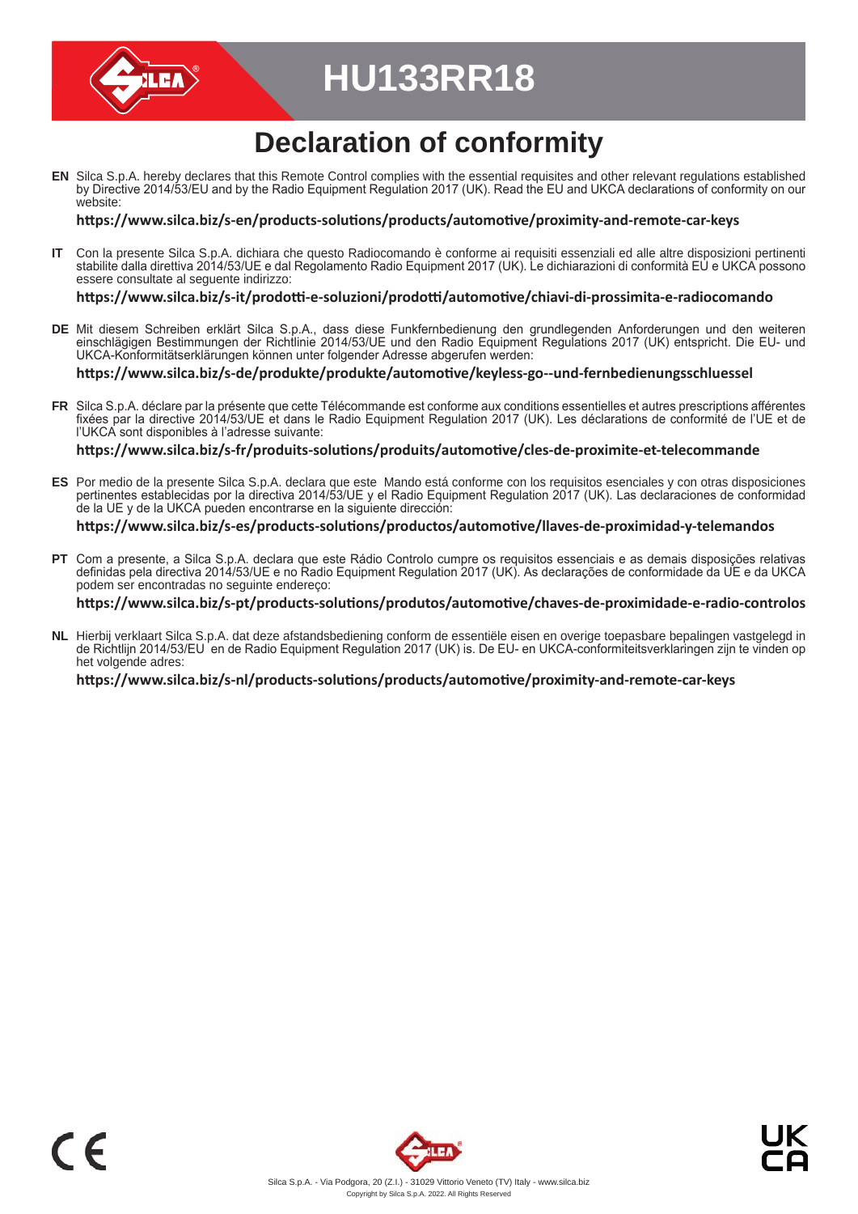# HU133RR18

## Declaration of conformity

**EN** Silca S.p.A. hereby declares that this Remote Control complies with the essential requisites and other relevant regulations established by Directive 2014/53/EU and by the Radio Equipment Regulation 2017 (UK). Read the EU and UKCA declarations of conformity on our website:

**https://www.silca.biz/s-en/products-solutions/products/automotive/proximity-and-remote-car-keys**

**IT** Con la presente Silca S.p.A. dichiara che questo Radiocomando è conforme ai requisiti essenziali ed alle altre disposizioni pertinenti stabilite dalla direttiva 2014/53/UE e dal Regolamento Radio Equipment 2017 (UK). Le dichiarazioni di conformità EU e UKCA possono essere consultate al seguente indirizzo:

**https://www.silca.biz/s-it/prodotti-e-soluzioni/prodotti/automotive/chiavi-di-prossimita-e-radiocomando**

**DE** Mit diesem Schreiben erklärt Silca S.p.A., dass diese Funkfernbedienung den grundlegenden Anforderungen und den weiteren einschlägigen Bestimmungen der Richtlinie 2014/53/UE und den Radio Equipment Regulations 2017 (UK) entspricht. Die EU- und UKCA-Konformitätserklärungen können unter folgender Adresse abgerufen werden:

**https://www.silca.biz/s-de/produkte/produkte/automotive/keyless-go--und-fernbedienungsschluessel**

**FR** Silca S.p.A. déclare par la présente que cette Télécommande est conforme aux conditions essentielles et autres prescriptions afférentes fixées par la directive 2014/53/UE et dans le Radio Equipment Regulation 2017 (UK). Les déclarations de conformité de l'UE et de l'UKCA sont disponibles à l'adresse suivante:

**https://www.silca.biz/s-fr/produits-solutions/produits/automotive/cles-de-proximite-et-telecommande**

**ES** Por medio de la presente Silca S.p.A. declara que este Mando está conforme con los requisitos esenciales y con otras disposiciones pertinentes establecidas por la directiva 2014/53/UE y el Radio Equipment Regulation 2017 (UK). Las declaraciones de conformidad de la UE y de la UKCA pueden encontrarse en la siguiente dirección:

**https://www.silca.biz/s-es/products-solutions/productos/automotive/llaves-de-proximidad-y-telemandos**

**PT** Com a presente, a Silca S.p.A. declara que este Rádio Controlo cumpre os requisitos essenciais e as demais disposições relativas definidas pela directiva 2014/53/UE e no Radio Equipment Regulation 2017 (UK). As declarações de conformidade da UE e da UKCA podem ser encontradas no seguinte endereço:

**https://www.silca.biz/s-pt/products-solutions/produtos/automotive/chaves-de-proximidade-e-radio-controlos**

**NL** Hierbij verklaart Silca S.p.A. dat deze afstandsbediening conform de essentiële eisen en overige toepasbare bepalingen vastgelegd in de Richtlijn 2014/53/EU en de Radio Equipment Regulation 2017 (UK) is. De EU- en UKCA-conformiteitsverklaringen zijn te vinden op het volgende adres:

**https://www.silca.biz/s-nl/products-solutions/products/automotive/proximity-and-remote-car-keys**

CE

UK CA

Silca S.p.A. - Via Podgora, 20 (Z.I.) - 31029 Vittorio Veneto (TV) Italy - www.silca.biz
Copyright by Silca S.p.A. 2022. All Rights Reserved